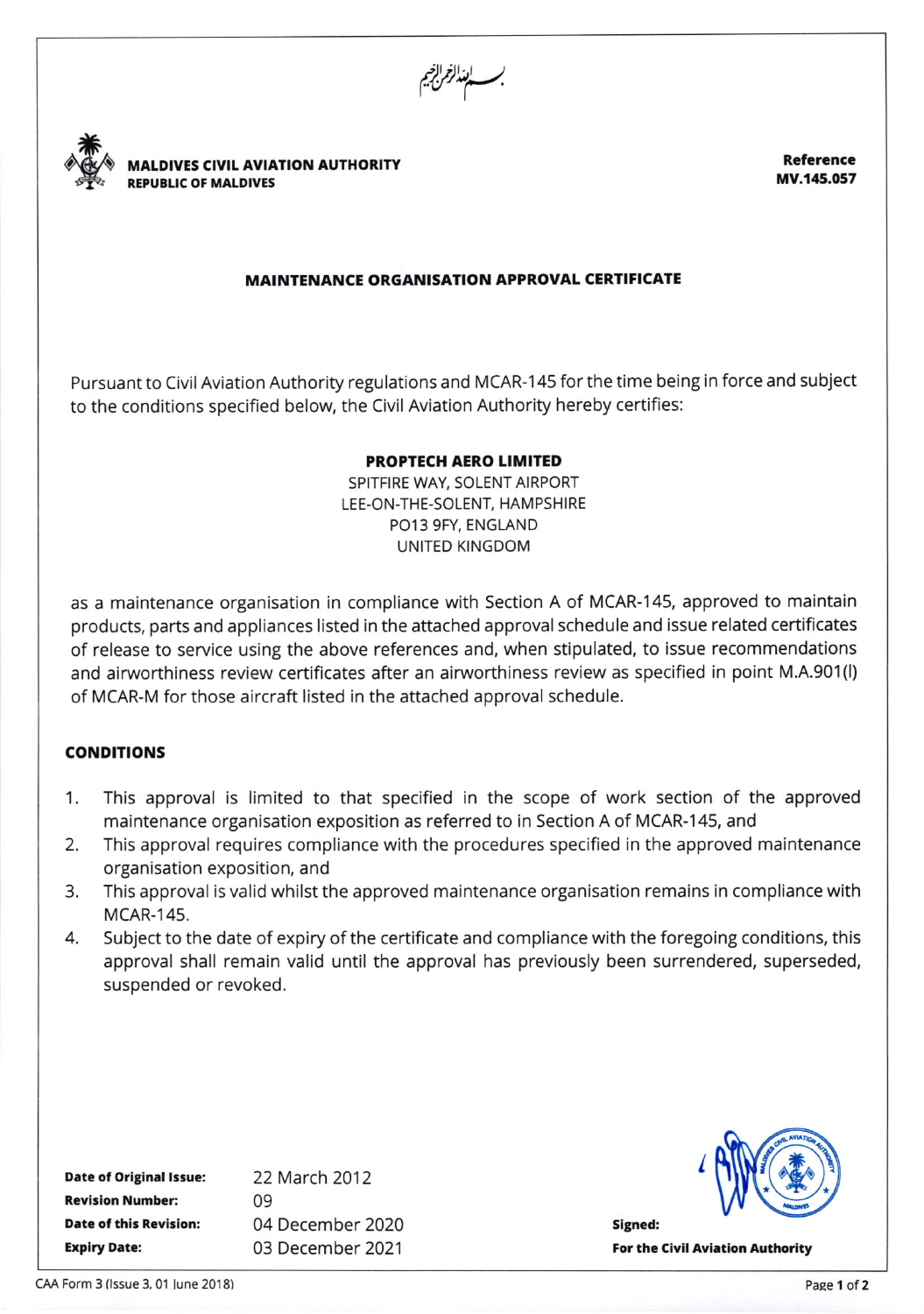بسم الله الرحمن الرحيم

**MALDIVES CIVIL AVIATION AUTHORITY**
**REPUBLIC OF MALDIVES**

**Reference**
**MV.145.057**

## MAINTENANCE ORGANISATION APPROVAL CERTIFICATE

Pursuant to Civil Aviation Authority regulations and MCAR-145 for the time being in force and subject to the conditions specified below, the Civil Aviation Authority hereby certifies:

**PROPTECH AERO LIMITED**
SPITFIRE WAY, SOLENT AIRPORT
LEE-ON-THE-SOLENT, HAMPSHIRE
PO13 9FY, ENGLAND
UNITED KINGDOM

as a maintenance organisation in compliance with Section A of MCAR-145, approved to maintain products, parts and appliances listed in the attached approval schedule and issue related certificates of release to service using the above references and, when stipulated, to issue recommendations and airworthiness review certificates after an airworthiness review as specified in point M.A.901(l) of MCAR-M for those aircraft listed in the attached approval schedule.

### CONDITIONS

1. This approval is limited to that specified in the scope of work section of the approved maintenance organisation exposition as referred to in Section A of MCAR-145, and
2. This approval requires compliance with the procedures specified in the approved maintenance organisation exposition, and
3. This approval is valid whilst the approved maintenance organisation remains in compliance with MCAR-145.
4. Subject to the date of expiry of the certificate and compliance with the foregoing conditions, this approval shall remain valid until the approval has previously been surrendered, superseded, suspended or revoked.

| | |
|---|---|
| **Date of Original Issue:** | 22 March 2012 |
| **Revision Number:** | 09 |
| **Date of this Revision:** | 04 December 2020 |
| **Expiry Date:** | 03 December 2021 |

**Signed:**
**For the Civil Aviation Authority**

CAA Form 3 (Issue 3, 01 June 2018)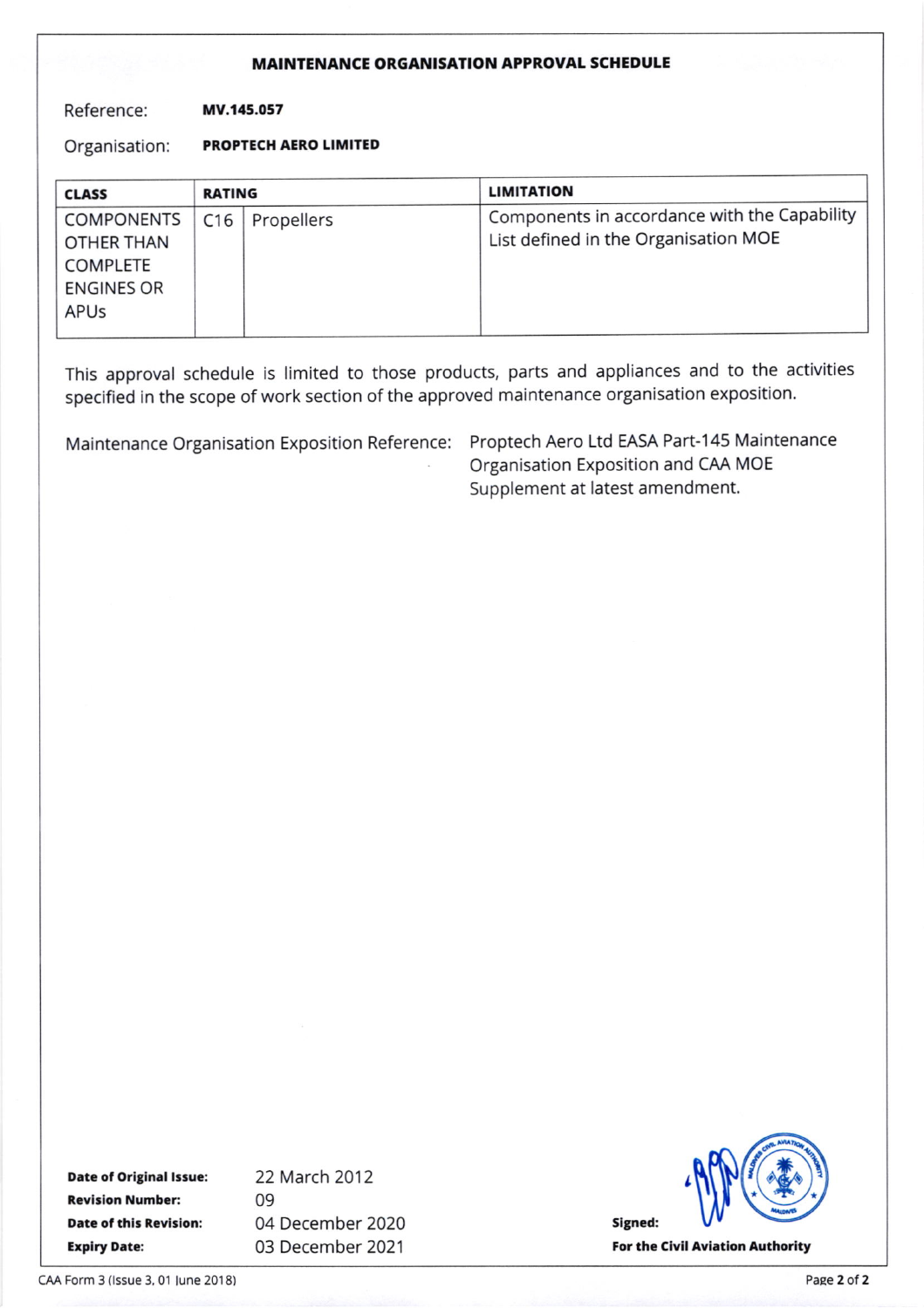## MAINTENANCE ORGANISATION APPROVAL SCHEDULE

Reference: **MV.145.057**

Organisation: **PROPTECH AERO LIMITED**

| CLASS | RATING | | LIMITATION |
|---|---|---|---|
| COMPONENTS OTHER THAN COMPLETE ENGINES OR APUs | C16 | Propellers | Components in accordance with the Capability List defined in the Organisation MOE |

This approval schedule is limited to those products, parts and appliances and to the activities specified in the scope of work section of the approved maintenance organisation exposition.

Maintenance Organisation Exposition Reference: Proptech Aero Ltd EASA Part-145 Maintenance Organisation Exposition and CAA MOE Supplement at latest amendment.

**Date of Original Issue:** 22 March 2012

**Revision Number:** 09

**Date of this Revision:** 04 December 2020

**Expiry Date:** 03 December 2021

**Signed:**

**For the Civil Aviation Authority**

CAA Form 3 (Issue 3, 01 June 2018)